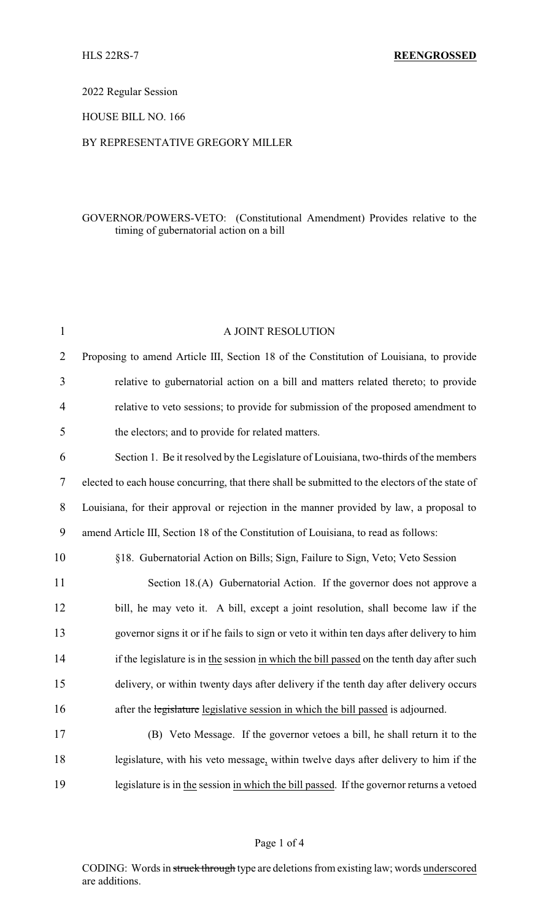HLS 22RS-7 **REENGROSSED**

2022 Regular Session

HOUSE BILL NO. 166

BY REPRESENTATIVE GREGORY MILLER

GOVERNOR/POWERS-VETO: (Constitutional Amendment) Provides relative to the timing of gubernatorial action on a bill

A JOINT RESOLUTION

Proposing to amend Article III, Section 18 of the Constitution of Louisiana, to provide relative to gubernatorial action on a bill and matters related thereto; to provide relative to veto sessions; to provide for submission of the proposed amendment to the electors; and to provide for related matters.

Section 1. Be it resolved by the Legislature of Louisiana, two-thirds of the members elected to each house concurring, that there shall be submitted to the electors of the state of Louisiana, for their approval or rejection in the manner provided by law, a proposal to amend Article III, Section 18 of the Constitution of Louisiana, to read as follows:

§18. Gubernatorial Action on Bills; Sign, Failure to Sign, Veto; Veto Session

Section 18.(A) Gubernatorial Action. If the governor does not approve a bill, he may veto it. A bill, except a joint resolution, shall become law if the governor signs it or if he fails to sign or veto it within ten days after delivery to him if the legislature is in <u>the</u> session <u>in which the bill passed</u> on the tenth day after such delivery, or within twenty days after delivery if the tenth day after delivery occurs after the ~~legislature~~ <u>legislative session in which the bill passed</u> is adjourned.

(B) Veto Message. If the governor vetoes a bill, he shall return it to the legislature, with his veto message<u>,</u> within twelve days after delivery to him if the legislature is in <u>the</u> session <u>in which the bill passed</u>. If the governor returns a vetoed

CODING: Words in ~~struck through~~ type are deletions from existing law; words <u>underscored</u> are additions.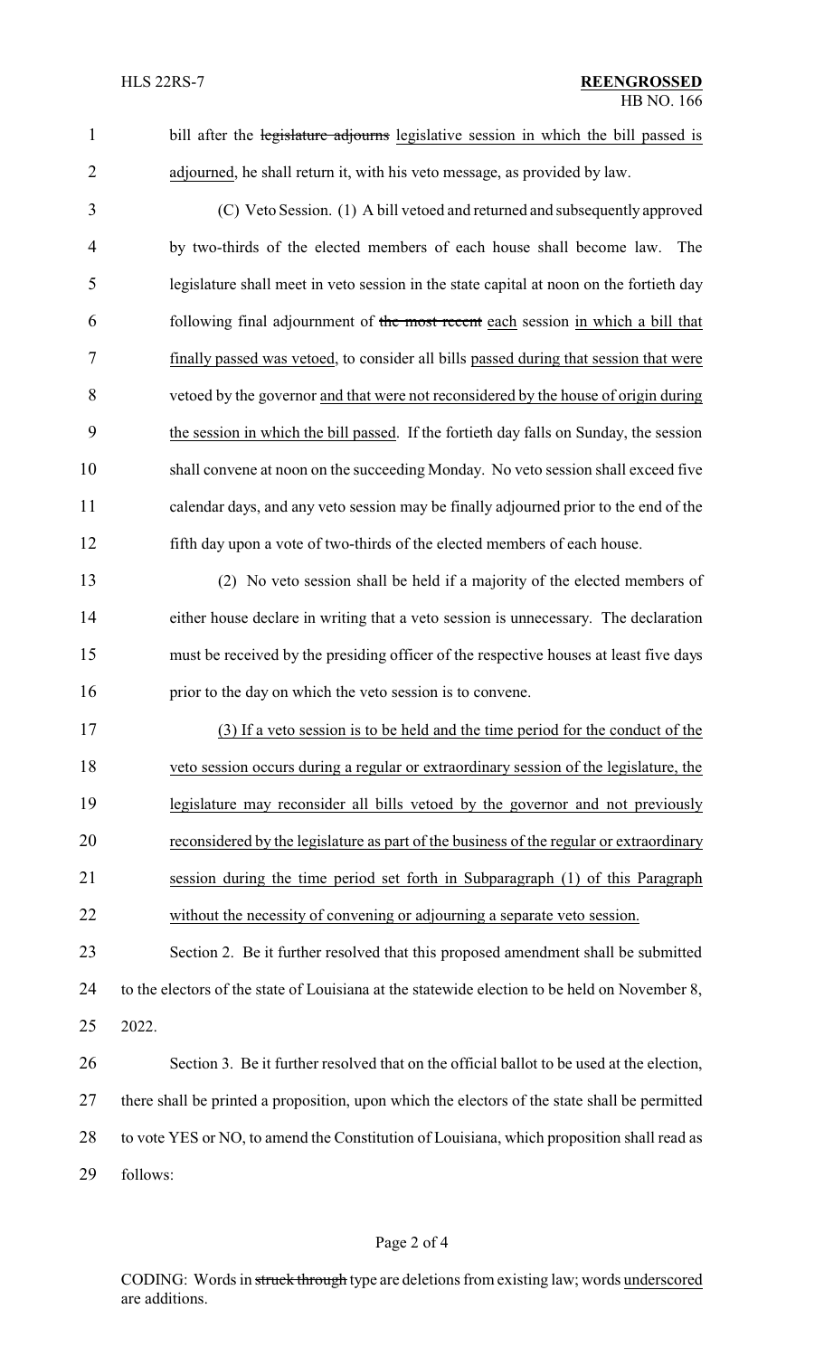bill after the ~~legislature adjourns~~ <u>legislative session in which the bill passed is adjourned</u>, he shall return it, with his veto message, as provided by law.

(C) Veto Session. (1) A bill vetoed and returned and subsequently approved by two-thirds of the elected members of each house shall become law. The legislature shall meet in veto session in the state capital at noon on the fortieth day following final adjournment of ~~the most recent~~ <u>each</u> session <u>in which a bill that finally passed was vetoed</u>, to consider all bills <u>passed during that session that were</u> vetoed by the governor <u>and that were not reconsidered by the house of origin during the session in which the bill passed</u>. If the fortieth day falls on Sunday, the session shall convene at noon on the succeeding Monday. No veto session shall exceed five calendar days, and any veto session may be finally adjourned prior to the end of the fifth day upon a vote of two-thirds of the elected members of each house.

(2) No veto session shall be held if a majority of the elected members of either house declare in writing that a veto session is unnecessary. The declaration must be received by the presiding officer of the respective houses at least five days prior to the day on which the veto session is to convene.

<u>(3) If a veto session is to be held and the time period for the conduct of the veto session occurs during a regular or extraordinary session of the legislature, the legislature may reconsider all bills vetoed by the governor and not previously reconsidered by the legislature as part of the business of the regular or extraordinary session during the time period set forth in Subparagraph (1) of this Paragraph without the necessity of convening or adjourning a separate veto session.</u>

Section 2. Be it further resolved that this proposed amendment shall be submitted to the electors of the state of Louisiana at the statewide election to be held on November 8, 2022.

Section 3. Be it further resolved that on the official ballot to be used at the election, there shall be printed a proposition, upon which the electors of the state shall be permitted to vote YES or NO, to amend the Constitution of Louisiana, which proposition shall read as follows: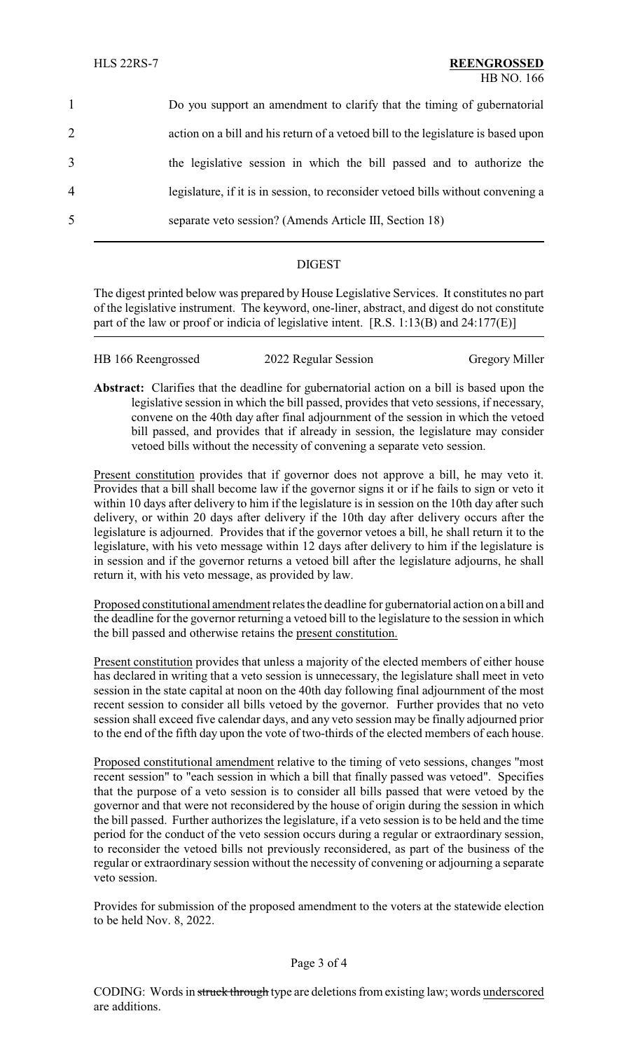Do you support an amendment to clarify that the timing of gubernatorial action on a bill and his return of a vetoed bill to the legislature is based upon the legislative session in which the bill passed and to authorize the legislature, if it is in session, to reconsider vetoed bills without convening a separate veto session? (Amends Article III, Section 18)

---

## DIGEST

The digest printed below was prepared by House Legislative Services. It constitutes no part of the legislative instrument. The keyword, one-liner, abstract, and digest do not constitute part of the law or proof or indicia of legislative intent. [R.S. 1:13(B) and 24:177(E)]

| HB 166 Reengrossed | 2022 Regular Session | Gregory Miller |
|---|---|---|

**Abstract:** Clarifies that the deadline for gubernatorial action on a bill is based upon the legislative session in which the bill passed, provides that veto sessions, if necessary, convene on the 40th day after final adjournment of the session in which the vetoed bill passed, and provides that if already in session, the legislature may consider vetoed bills without the necessity of convening a separate veto session.

Present constitution provides that if governor does not approve a bill, he may veto it. Provides that a bill shall become law if the governor signs it or if he fails to sign or veto it within 10 days after delivery to him if the legislature is in session on the 10th day after such delivery, or within 20 days after delivery if the 10th day after delivery occurs after the legislature is adjourned. Provides that if the governor vetoes a bill, he shall return it to the legislature, with his veto message within 12 days after delivery to him if the legislature is in session and if the governor returns a vetoed bill after the legislature adjourns, he shall return it, with his veto message, as provided by law.

Proposed constitutional amendment relates the deadline for gubernatorial action on a bill and the deadline for the governor returning a vetoed bill to the legislature to the session in which the bill passed and otherwise retains the present constitution.

Present constitution provides that unless a majority of the elected members of either house has declared in writing that a veto session is unnecessary, the legislature shall meet in veto session in the state capital at noon on the 40th day following final adjournment of the most recent session to consider all bills vetoed by the governor. Further provides that no veto session shall exceed five calendar days, and any veto session may be finally adjourned prior to the end of the fifth day upon the vote of two-thirds of the elected members of each house.

Proposed constitutional amendment relative to the timing of veto sessions, changes "most recent session" to "each session in which a bill that finally passed was vetoed". Specifies that the purpose of a veto session is to consider all bills passed that were vetoed by the governor and that were not reconsidered by the house of origin during the session in which the bill passed. Further authorizes the legislature, if a veto session is to be held and the time period for the conduct of the veto session occurs during a regular or extraordinary session, to reconsider the vetoed bills not previously reconsidered, as part of the business of the regular or extraordinary session without the necessity of convening or adjourning a separate veto session.

Provides for submission of the proposed amendment to the voters at the statewide election to be held Nov. 8, 2022.

CODING: Words in ~~struck through~~ type are deletions from existing law; words underscored are additions.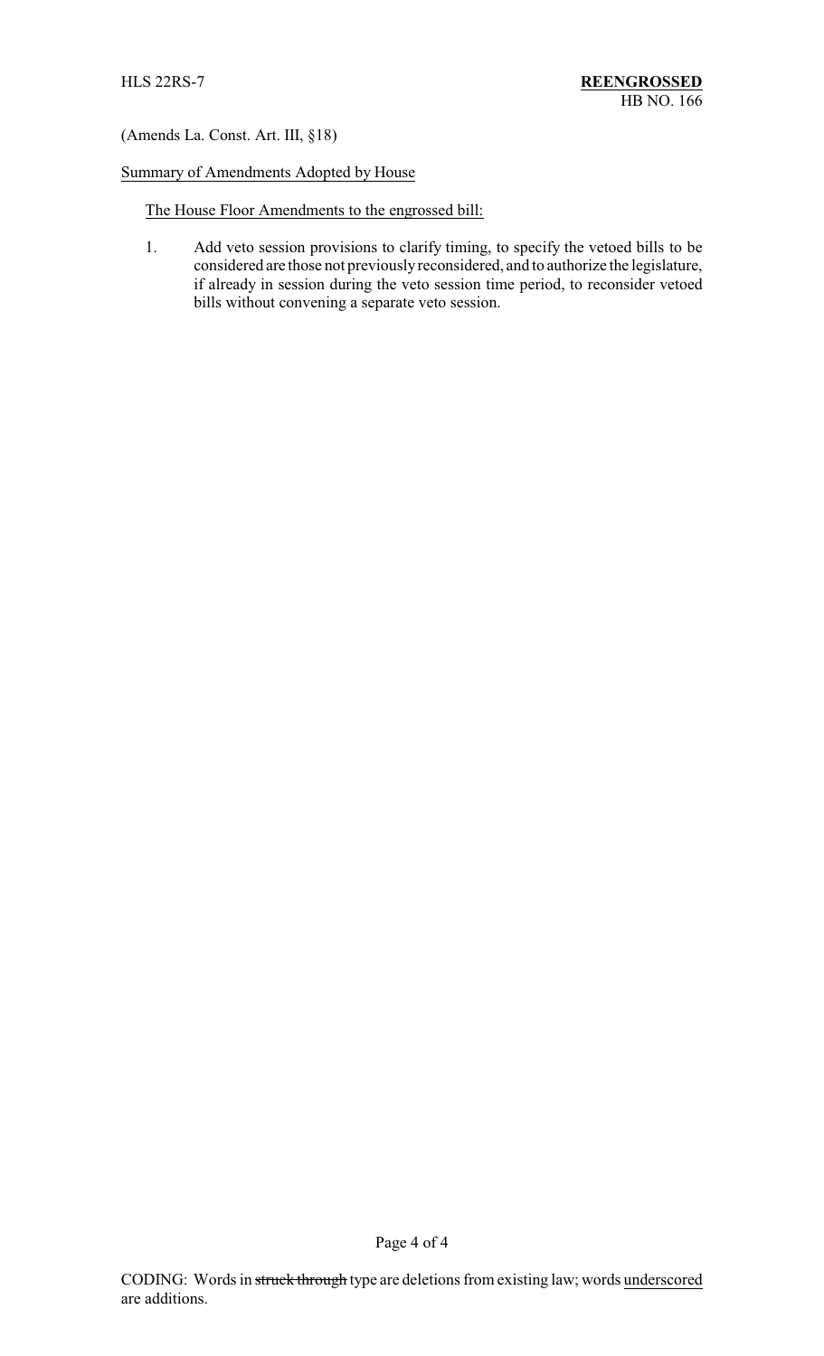(Amends La. Const. Art. III, §18)

Summary of Amendments Adopted by House

The House Floor Amendments to the engrossed bill:

1. Add veto session provisions to clarify timing, to specify the vetoed bills to be considered are those not previously reconsidered, and to authorize the legislature, if already in session during the veto session time period, to reconsider vetoed bills without convening a separate veto session.

CODING: Words in ~~struck through~~ type are deletions from existing law; words underscored are additions.